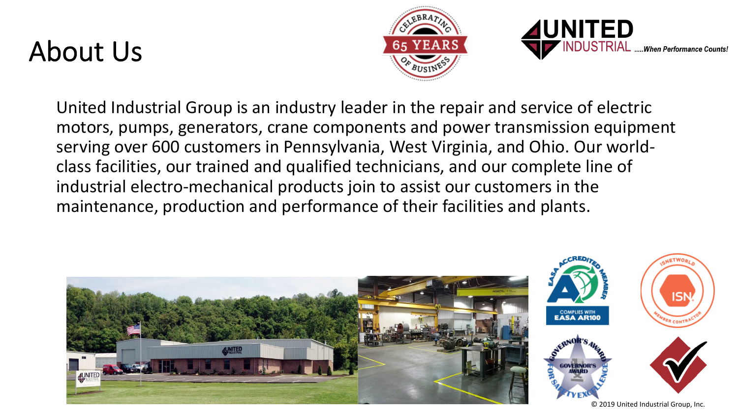# About Us

United Industrial Group is an industry leader in the repair and service of electric motors, pumps, generators, crane components and power transmission equipment serving over 600 customers in Pennsylvania, West Virginia, and Ohio. Our world-class facilities, our trained and qualified technicians, and our complete line of industrial electro-mechanical products join to assist our customers in the maintenance, production and performance of their facilities and plants.

© 2019 United Industrial Group, Inc.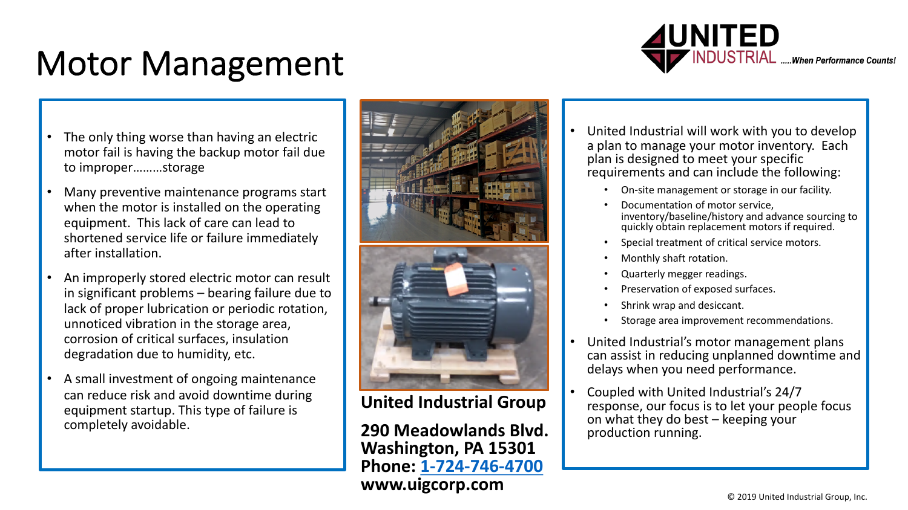# Motor Management

UNITED INDUSTRIAL .....*When Performance Counts!*

- The only thing worse than having an electric motor fail is having the backup motor fail due to improper………storage
- Many preventive maintenance programs start when the motor is installed on the operating equipment. This lack of care can lead to shortened service life or failure immediately after installation.
- An improperly stored electric motor can result in significant problems – bearing failure due to lack of proper lubrication or periodic rotation, unnoticed vibration in the storage area, corrosion of critical surfaces, insulation degradation due to humidity, etc.
- A small investment of ongoing maintenance can reduce risk and avoid downtime during equipment startup. This type of failure is completely avoidable.

**United Industrial Group**

**290 Meadowlands Blvd.**
**Washington, PA 15301**
**Phone: 1-724-746-4700**
**www.uigcorp.com**

- United Industrial will work with you to develop a plan to manage your motor inventory. Each plan is designed to meet your specific requirements and can include the following:
  - On-site management or storage in our facility.
  - Documentation of motor service, inventory/baseline/history and advance sourcing to quickly obtain replacement motors if required.
  - Special treatment of critical service motors.
  - Monthly shaft rotation.
  - Quarterly megger readings.
  - Preservation of exposed surfaces.
  - Shrink wrap and desiccant.
  - Storage area improvement recommendations.
- United Industrial's motor management plans can assist in reducing unplanned downtime and delays when you need performance.
- Coupled with United Industrial's 24/7 response, our focus is to let your people focus on what they do best – keeping your production running.

© 2019 United Industrial Group, Inc.